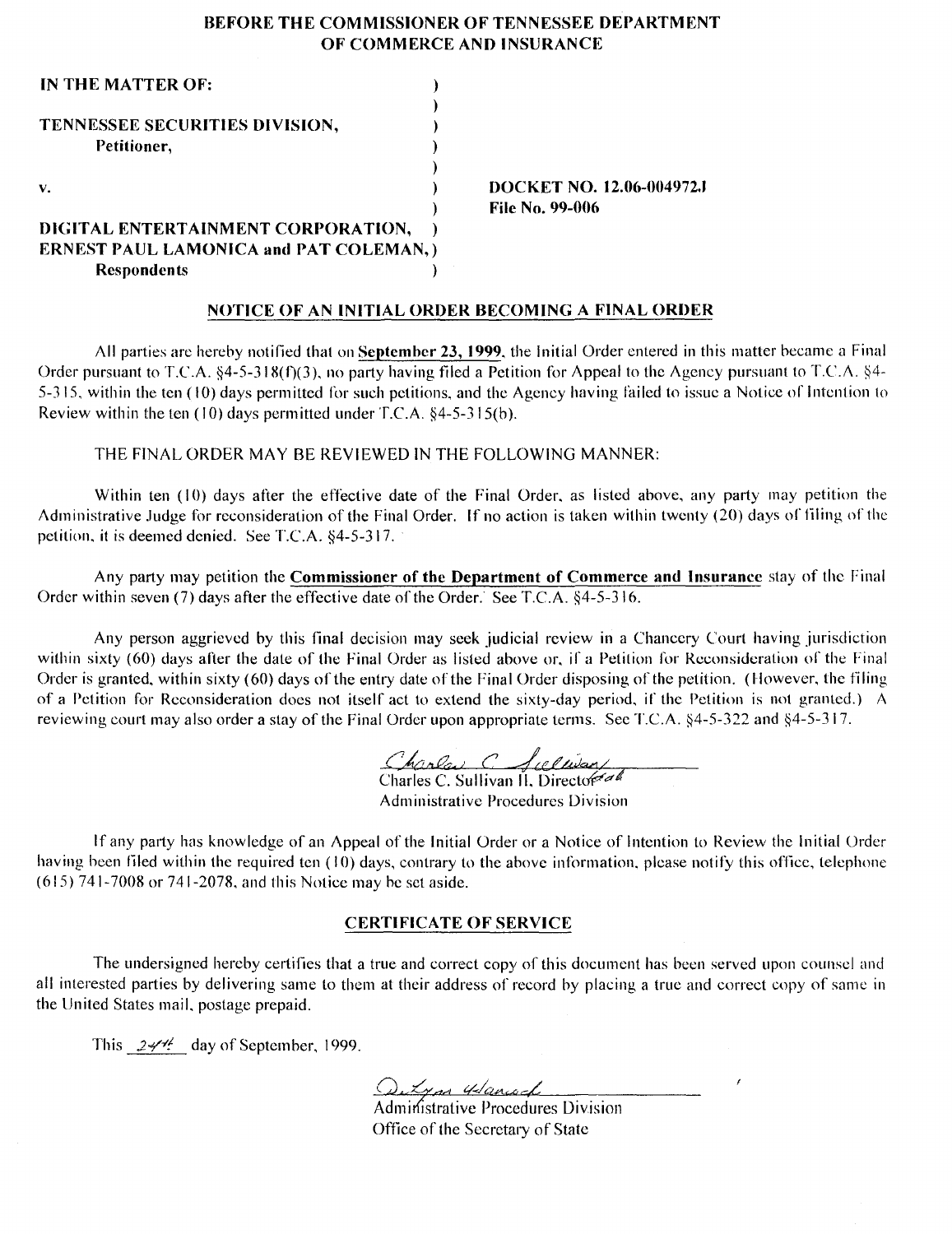# BEFORE THE COMMISSIONER OF TENNESSEE DEPARTMENT OF COMMERCE AND INSURANCE

**IN THE MATTER OF:**

**TENNESSEE SECURITIES DIVISION,**
**Petitioner,**

**v.**

**DIGITAL ENTERTAINMENT CORPORATION, ERNEST PAUL LAMONICA and PAT COLEMAN,**
**Respondents**

**DOCKET NO. 12.06-004972J**
**File No. 99-006**

## NOTICE OF AN INITIAL ORDER BECOMING A FINAL ORDER

All parties are hereby notified that on **September 23, 1999**, the Initial Order entered in this matter became a Final Order pursuant to T.C.A. §4-5-318(f)(3), no party having filed a Petition for Appeal to the Agency pursuant to T.C.A. §4-5-315, within the ten (10) days permitted for such petitions, and the Agency having failed to issue a Notice of Intention to Review within the ten (10) days permitted under T.C.A. §4-5-315(b).

THE FINAL ORDER MAY BE REVIEWED IN THE FOLLOWING MANNER:

Within ten (10) days after the effective date of the Final Order, as listed above, any party may petition the Administrative Judge for reconsideration of the Final Order. If no action is taken within twenty (20) days of filing of the petition, it is deemed denied. See T.C.A. §4-5-317.

Any party may petition the **Commissioner of the Department of Commerce and Insurance** stay of the Final Order within seven (7) days after the effective date of the Order. See T.C.A. §4-5-316.

Any person aggrieved by this final decision may seek judicial review in a Chancery Court having jurisdiction within sixty (60) days after the date of the Final Order as listed above or, if a Petition for Reconsideration of the Final Order is granted, within sixty (60) days of the entry date of the Final Order disposing of the petition. (However, the filing of a Petition for Reconsideration does not itself act to extend the sixty-day period, if the Petition is not granted.) A reviewing court may also order a stay of the Final Order upon appropriate terms. See T.C.A. §4-5-322 and §4-5-317.

Charles C. Sullivan II, Director
Administrative Procedures Division

If any party has knowledge of an Appeal of the Initial Order or a Notice of Intention to Review the Initial Order having been filed within the required ten (10) days, contrary to the above information, please notify this office, telephone (615) 741-7008 or 741-2078, and this Notice may be set aside.

## CERTIFICATE OF SERVICE

The undersigned hereby certifies that a true and correct copy of this document has been served upon counsel and all interested parties by delivering same to them at their address of record by placing a true and correct copy of same in the United States mail, postage prepaid.

This 24th day of September, 1999.

Administrative Procedures Division
Office of the Secretary of State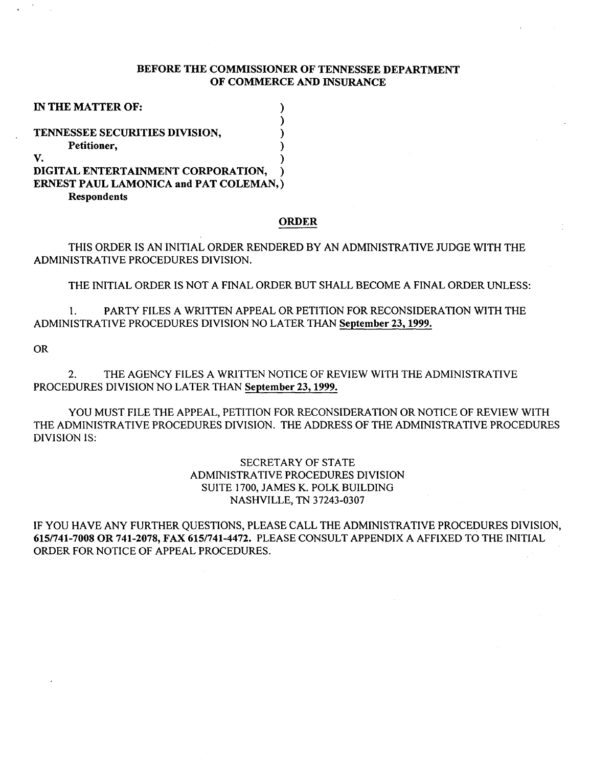**BEFORE THE COMMISSIONER OF TENNESSEE DEPARTMENT OF COMMERCE AND INSURANCE**

**IN THE MATTER OF:**

**TENNESSEE SECURITIES DIVISION,**
**Petitioner,**

**V.**

**DIGITAL ENTERTAINMENT CORPORATION,**
**ERNEST PAUL LAMONICA and PAT COLEMAN,**
**Respondents**

## ORDER

THIS ORDER IS AN INITIAL ORDER RENDERED BY AN ADMINISTRATIVE JUDGE WITH THE ADMINISTRATIVE PROCEDURES DIVISION.

THE INITIAL ORDER IS NOT A FINAL ORDER BUT SHALL BECOME A FINAL ORDER UNLESS:

1. PARTY FILES A WRITTEN APPEAL OR PETITION FOR RECONSIDERATION WITH THE ADMINISTRATIVE PROCEDURES DIVISION NO LATER THAN **September 23, 1999.**

OR

2. THE AGENCY FILES A WRITTEN NOTICE OF REVIEW WITH THE ADMINISTRATIVE PROCEDURES DIVISION NO LATER THAN **September 23, 1999.**

YOU MUST FILE THE APPEAL, PETITION FOR RECONSIDERATION OR NOTICE OF REVIEW WITH THE ADMINISTRATIVE PROCEDURES DIVISION. THE ADDRESS OF THE ADMINISTRATIVE PROCEDURES DIVISION IS:

SECRETARY OF STATE
ADMINISTRATIVE PROCEDURES DIVISION
SUITE 1700, JAMES K. POLK BUILDING
NASHVILLE, TN 37243-0307

IF YOU HAVE ANY FURTHER QUESTIONS, PLEASE CALL THE ADMINISTRATIVE PROCEDURES DIVISION, **615/741-7008 OR 741-2078, FAX 615/741-4472.** PLEASE CONSULT APPENDIX A AFFIXED TO THE INITIAL ORDER FOR NOTICE OF APPEAL PROCEDURES.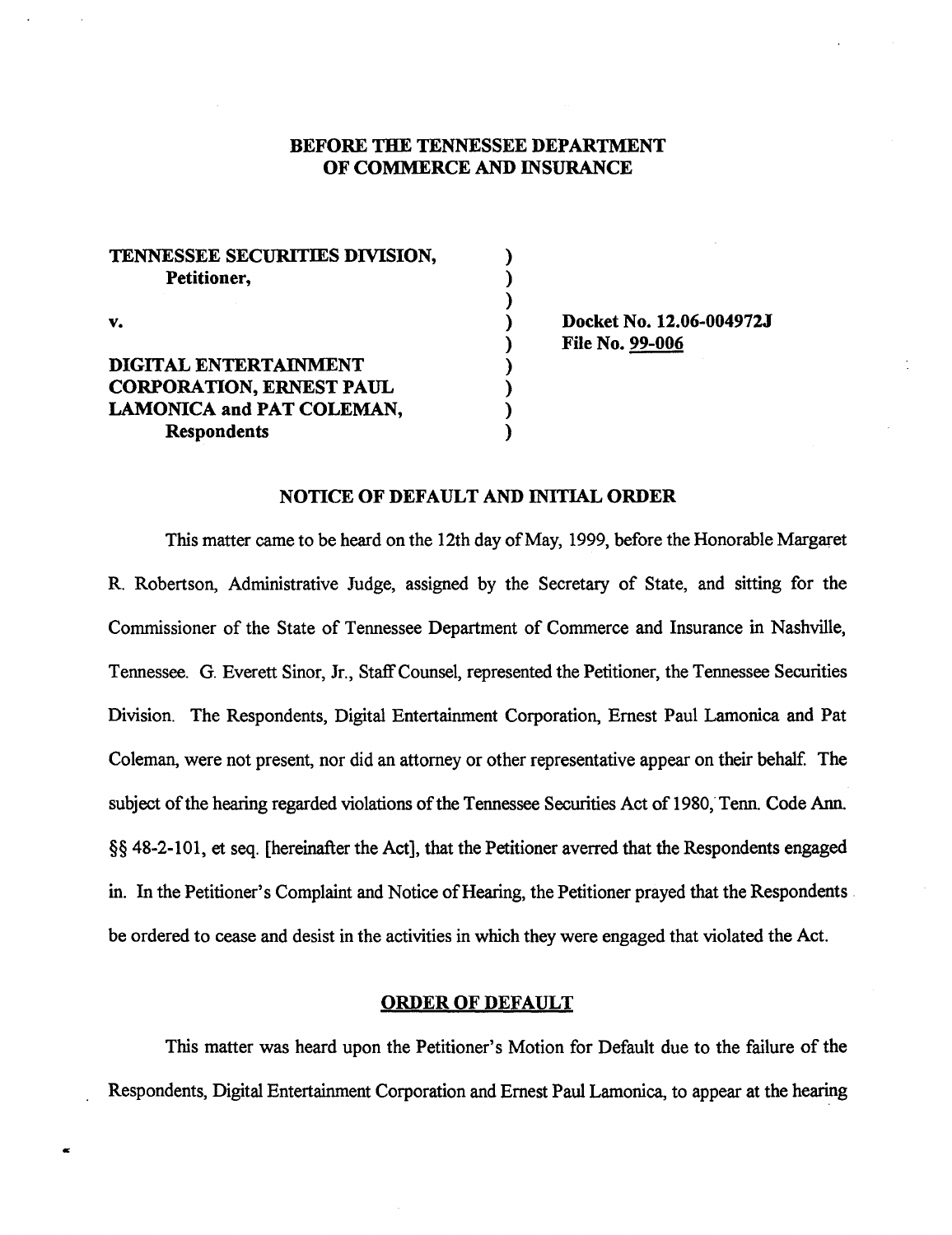**BEFORE THE TENNESSEE DEPARTMENT OF COMMERCE AND INSURANCE**

| | | |
|---|---|---|
| **TENNESSEE SECURITIES DIVISION,** **Petitioner,** | ) | |
| | ) | |
| **v.** | ) | **Docket No. 12.06-004972J** |
| | ) | **File No. 99-006** |
| **DIGITAL ENTERTAINMENT CORPORATION, ERNEST PAUL LAMONICA and PAT COLEMAN,** **Respondents** | ) | |

**NOTICE OF DEFAULT AND INITIAL ORDER**

This matter came to be heard on the 12th day of May, 1999, before the Honorable Margaret R. Robertson, Administrative Judge, assigned by the Secretary of State, and sitting for the Commissioner of the State of Tennessee Department of Commerce and Insurance in Nashville, Tennessee. G. Everett Sinor, Jr., Staff Counsel, represented the Petitioner, the Tennessee Securities Division. The Respondents, Digital Entertainment Corporation, Ernest Paul Lamonica and Pat Coleman, were not present, nor did an attorney or other representative appear on their behalf. The subject of the hearing regarded violations of the Tennessee Securities Act of 1980, Tenn. Code Ann. §§ 48-2-101, et seq. [hereinafter the Act], that the Petitioner averred that the Respondents engaged in. In the Petitioner's Complaint and Notice of Hearing, the Petitioner prayed that the Respondents be ordered to cease and desist in the activities in which they were engaged that violated the Act.

**ORDER OF DEFAULT**

This matter was heard upon the Petitioner's Motion for Default due to the failure of the Respondents, Digital Entertainment Corporation and Ernest Paul Lamonica, to appear at the hearing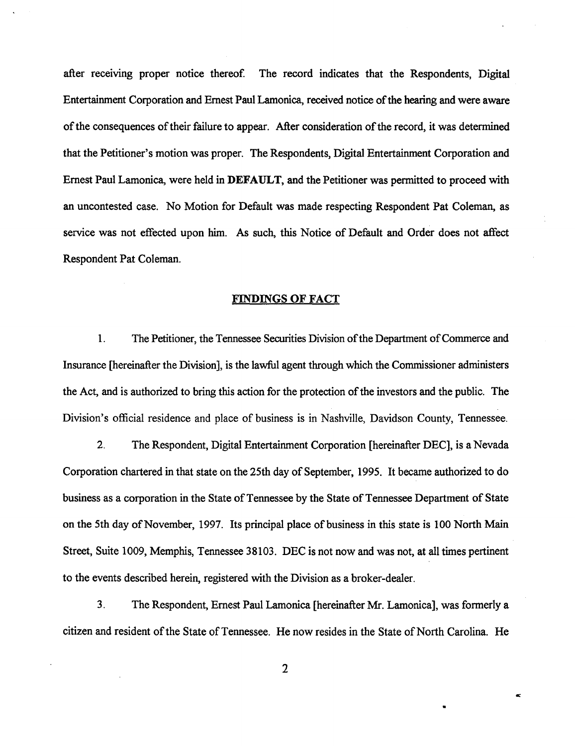after receiving proper notice thereof. The record indicates that the Respondents, Digital Entertainment Corporation and Ernest Paul Lamonica, received notice of the hearing and were aware of the consequences of their failure to appear. After consideration of the record, it was determined that the Petitioner's motion was proper. The Respondents, Digital Entertainment Corporation and Ernest Paul Lamonica, were held in **DEFAULT**, and the Petitioner was permitted to proceed with an uncontested case. No Motion for Default was made respecting Respondent Pat Coleman, as service was not effected upon him. As such, this Notice of Default and Order does not affect Respondent Pat Coleman.

## FINDINGS OF FACT

1. The Petitioner, the Tennessee Securities Division of the Department of Commerce and Insurance [hereinafter the Division], is the lawful agent through which the Commissioner administers the Act, and is authorized to bring this action for the protection of the investors and the public. The Division's official residence and place of business is in Nashville, Davidson County, Tennessee.

2. The Respondent, Digital Entertainment Corporation [hereinafter DEC], is a Nevada Corporation chartered in that state on the 25th day of September, 1995. It became authorized to do business as a corporation in the State of Tennessee by the State of Tennessee Department of State on the 5th day of November, 1997. Its principal place of business in this state is 100 North Main Street, Suite 1009, Memphis, Tennessee 38103. DEC is not now and was not, at all times pertinent to the events described herein, registered with the Division as a broker-dealer.

3. The Respondent, Ernest Paul Lamonica [hereinafter Mr. Lamonica], was formerly a citizen and resident of the State of Tennessee. He now resides in the State of North Carolina. He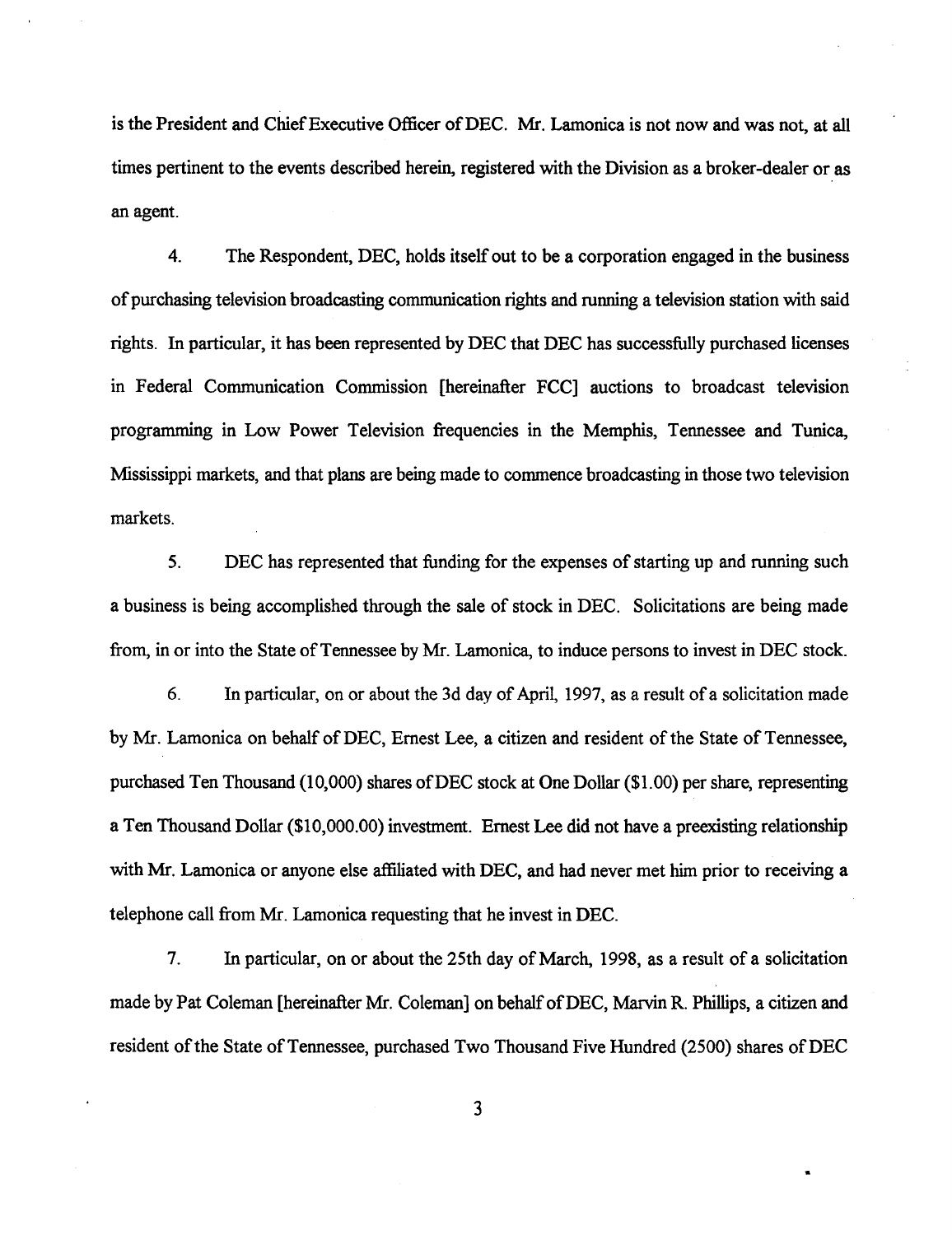is the President and Chief Executive Officer of DEC. Mr. Lamonica is not now and was not, at all times pertinent to the events described herein, registered with the Division as a broker-dealer or as an agent.

4. The Respondent, DEC, holds itself out to be a corporation engaged in the business of purchasing television broadcasting communication rights and running a television station with said rights. In particular, it has been represented by DEC that DEC has successfully purchased licenses in Federal Communication Commission [hereinafter FCC] auctions to broadcast television programming in Low Power Television frequencies in the Memphis, Tennessee and Tunica, Mississippi markets, and that plans are being made to commence broadcasting in those two television markets.

5. DEC has represented that funding for the expenses of starting up and running such a business is being accomplished through the sale of stock in DEC. Solicitations are being made from, in or into the State of Tennessee by Mr. Lamonica, to induce persons to invest in DEC stock.

6. In particular, on or about the 3d day of April, 1997, as a result of a solicitation made by Mr. Lamonica on behalf of DEC, Ernest Lee, a citizen and resident of the State of Tennessee, purchased Ten Thousand (10,000) shares of DEC stock at One Dollar ($1.00) per share, representing a Ten Thousand Dollar ($10,000.00) investment. Ernest Lee did not have a preexisting relationship with Mr. Lamonica or anyone else affiliated with DEC, and had never met him prior to receiving a telephone call from Mr. Lamonica requesting that he invest in DEC.

7. In particular, on or about the 25th day of March, 1998, as a result of a solicitation made by Pat Coleman [hereinafter Mr. Coleman] on behalf of DEC, Marvin R. Phillips, a citizen and resident of the State of Tennessee, purchased Two Thousand Five Hundred (2500) shares of DEC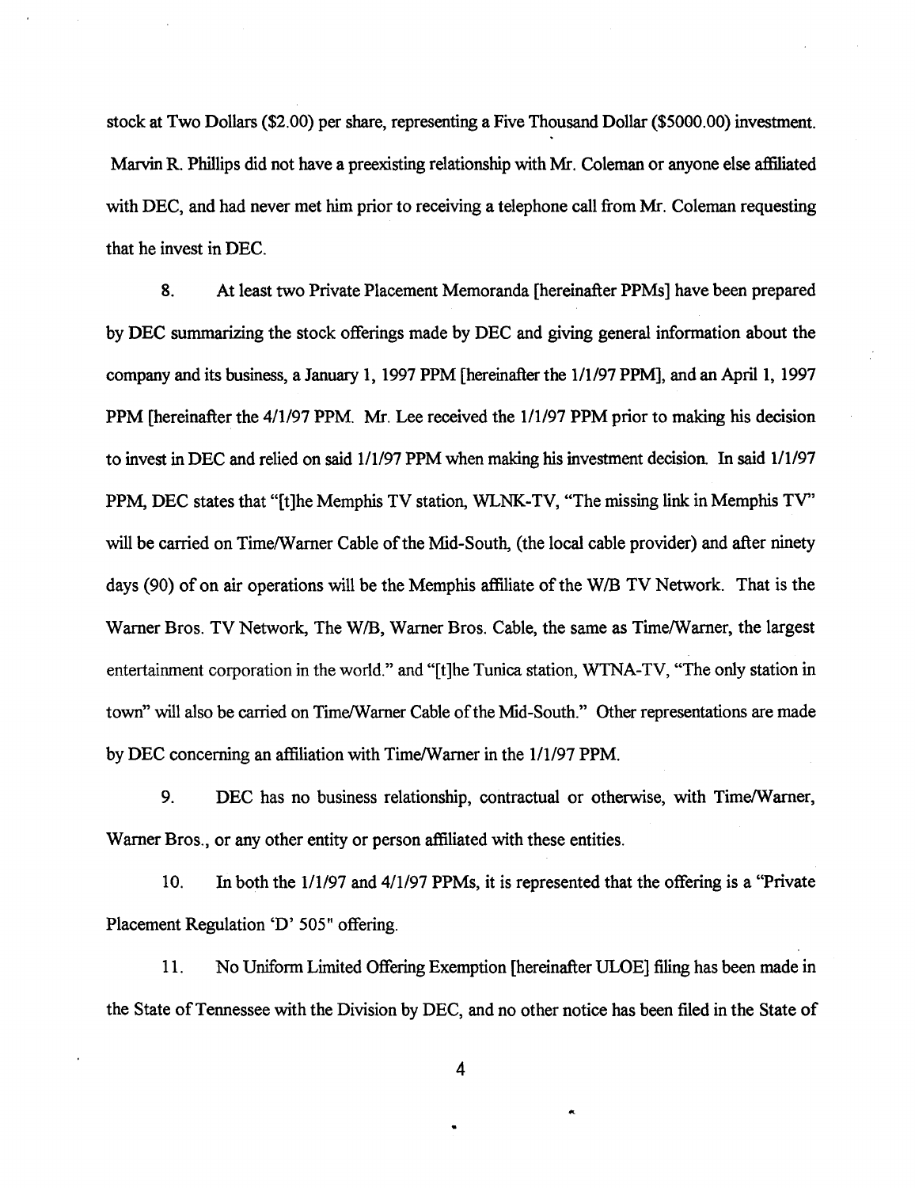stock at Two Dollars ($2.00) per share, representing a Five Thousand Dollar ($5000.00) investment. Marvin R. Phillips did not have a preexisting relationship with Mr. Coleman or anyone else affiliated with DEC, and had never met him prior to receiving a telephone call from Mr. Coleman requesting that he invest in DEC.

8. At least two Private Placement Memoranda [hereinafter PPMs] have been prepared by DEC summarizing the stock offerings made by DEC and giving general information about the company and its business, a January 1, 1997 PPM [hereinafter the 1/1/97 PPM], and an April 1, 1997 PPM [hereinafter the 4/1/97 PPM. Mr. Lee received the 1/1/97 PPM prior to making his decision to invest in DEC and relied on said 1/1/97 PPM when making his investment decision. In said 1/1/97 PPM, DEC states that "[t]he Memphis TV station, WLNK-TV, "The missing link in Memphis TV" will be carried on Time/Warner Cable of the Mid-South, (the local cable provider) and after ninety days (90) of on air operations will be the Memphis affiliate of the W/B TV Network. That is the Warner Bros. TV Network, The W/B, Warner Bros. Cable, the same as Time/Warner, the largest entertainment corporation in the world." and "[t]he Tunica station, WTNA-TV, "The only station in town" will also be carried on Time/Warner Cable of the Mid-South." Other representations are made by DEC concerning an affiliation with Time/Warner in the 1/1/97 PPM.

9. DEC has no business relationship, contractual or otherwise, with Time/Warner, Warner Bros., or any other entity or person affiliated with these entities.

10. In both the 1/1/97 and 4/1/97 PPMs, it is represented that the offering is a "Private Placement Regulation 'D' 505" offering.

11. No Uniform Limited Offering Exemption [hereinafter ULOE] filing has been made in the State of Tennessee with the Division by DEC, and no other notice has been filed in the State of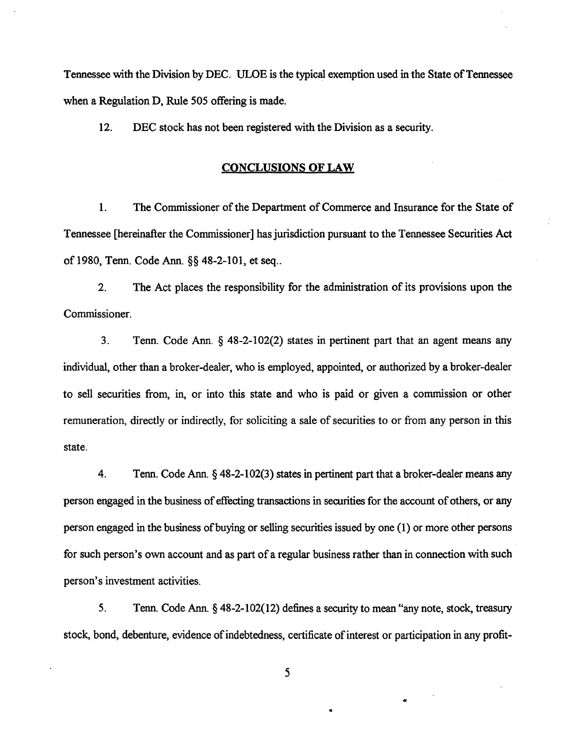Tennessee with the Division by DEC. ULOE is the typical exemption used in the State of Tennessee when a Regulation D, Rule 505 offering is made.

12. DEC stock has not been registered with the Division as a security.

## CONCLUSIONS OF LAW

1. The Commissioner of the Department of Commerce and Insurance for the State of Tennessee [hereinafter the Commissioner] has jurisdiction pursuant to the Tennessee Securities Act of 1980, Tenn. Code Ann. §§ 48-2-101, et seq..

2. The Act places the responsibility for the administration of its provisions upon the Commissioner.

3. Tenn. Code Ann. § 48-2-102(2) states in pertinent part that an agent means any individual, other than a broker-dealer, who is employed, appointed, or authorized by a broker-dealer to sell securities from, in, or into this state and who is paid or given a commission or other remuneration, directly or indirectly, for soliciting a sale of securities to or from any person in this state.

4. Tenn. Code Ann. § 48-2-102(3) states in pertinent part that a broker-dealer means any person engaged in the business of effecting transactions in securities for the account of others, or any person engaged in the business of buying or selling securities issued by one (1) or more other persons for such person's own account and as part of a regular business rather than in connection with such person's investment activities.

5. Tenn. Code Ann. § 48-2-102(12) defines a security to mean "any note, stock, treasury stock, bond, debenture, evidence of indebtedness, certificate of interest or participation in any profit-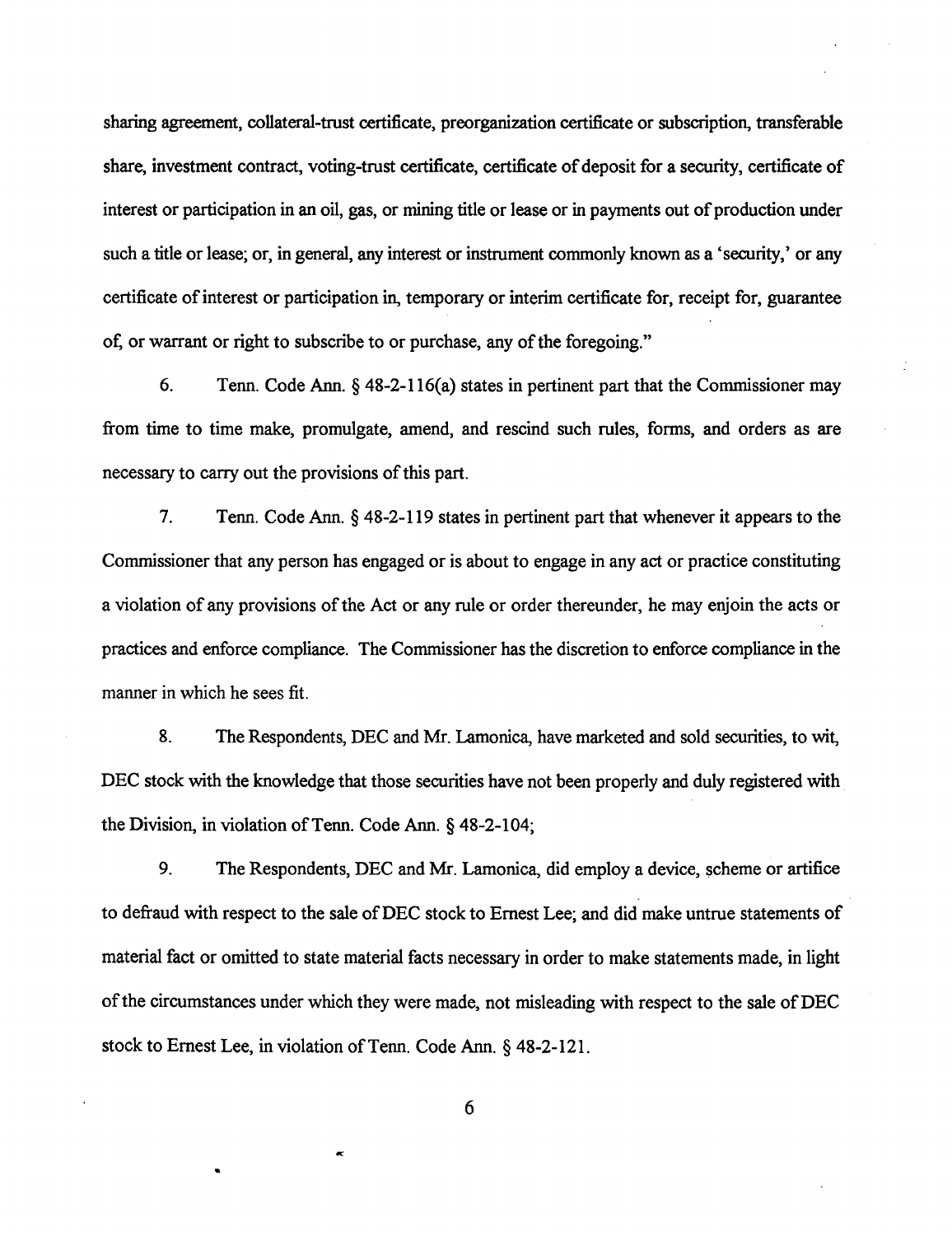sharing agreement, collateral-trust certificate, preorganization certificate or subscription, transferable share, investment contract, voting-trust certificate, certificate of deposit for a security, certificate of interest or participation in an oil, gas, or mining title or lease or in payments out of production under such a title or lease; or, in general, any interest or instrument commonly known as a 'security,' or any certificate of interest or participation in, temporary or interim certificate for, receipt for, guarantee of, or warrant or right to subscribe to or purchase, any of the foregoing."

6. Tenn. Code Ann. § 48-2-116(a) states in pertinent part that the Commissioner may from time to time make, promulgate, amend, and rescind such rules, forms, and orders as are necessary to carry out the provisions of this part.

7. Tenn. Code Ann. § 48-2-119 states in pertinent part that whenever it appears to the Commissioner that any person has engaged or is about to engage in any act or practice constituting a violation of any provisions of the Act or any rule or order thereunder, he may enjoin the acts or practices and enforce compliance. The Commissioner has the discretion to enforce compliance in the manner in which he sees fit.

8. The Respondents, DEC and Mr. Lamonica, have marketed and sold securities, to wit, DEC stock with the knowledge that those securities have not been properly and duly registered with the Division, in violation of Tenn. Code Ann. § 48-2-104;

9. The Respondents, DEC and Mr. Lamonica, did employ a device, scheme or artifice to defraud with respect to the sale of DEC stock to Ernest Lee; and did make untrue statements of material fact or omitted to state material facts necessary in order to make statements made, in light of the circumstances under which they were made, not misleading with respect to the sale of DEC stock to Ernest Lee, in violation of Tenn. Code Ann. § 48-2-121.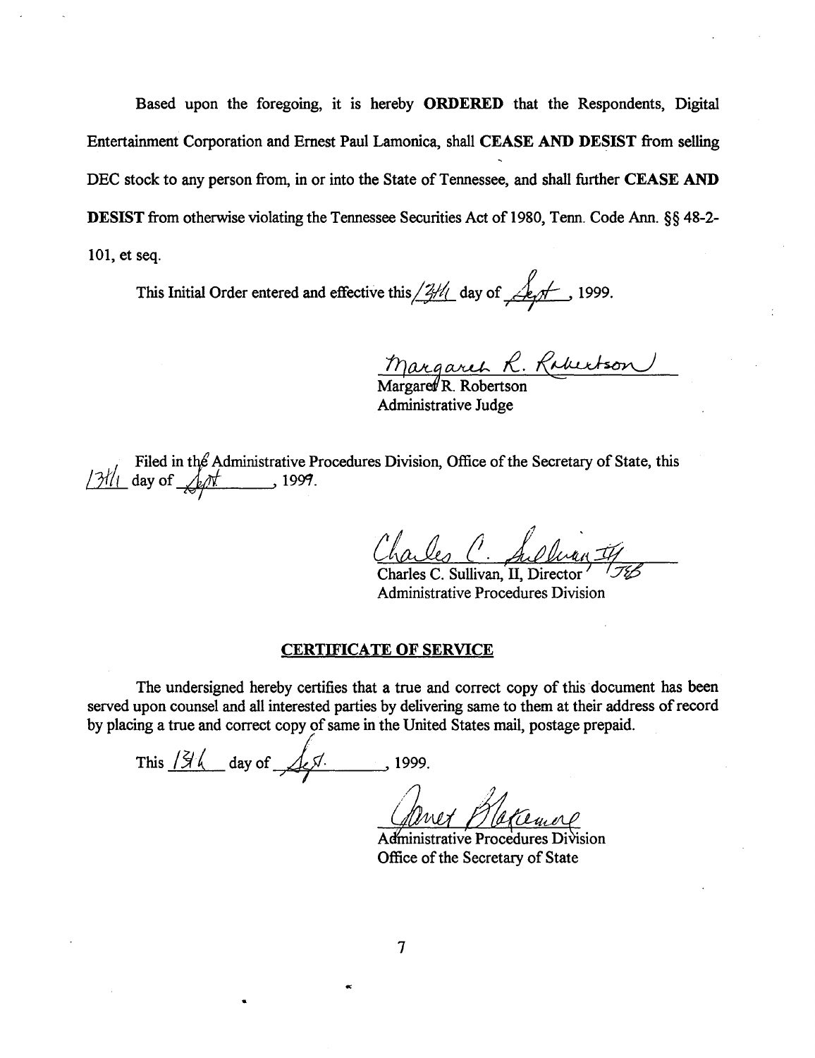Based upon the foregoing, it is hereby **ORDERED** that the Respondents, Digital Entertainment Corporation and Ernest Paul Lamonica, shall **CEASE AND DESIST** from selling DEC stock to any person from, in or into the State of Tennessee, and shall further **CEASE AND DESIST** from otherwise violating the Tennessee Securities Act of 1980, Tenn. Code Ann. §§ 48-2-101, et seq.

This Initial Order entered and effective this 13th day of Sept, 1999.

Margaret R. Robertson
Margaret R. Robertson
Administrative Judge

Filed in the Administrative Procedures Division, Office of the Secretary of State, this 13th day of Sept, 1999.

Charles C. Sullivan, II
Charles C. Sullivan, II, Director JSB
Administrative Procedures Division

## CERTIFICATE OF SERVICE

The undersigned hereby certifies that a true and correct copy of this document has been served upon counsel and all interested parties by delivering same to them at their address of record by placing a true and correct copy of same in the United States mail, postage prepaid.

This 13th day of Sept., 1999.

Janet Blakemore
Administrative Procedures Division
Office of the Secretary of State